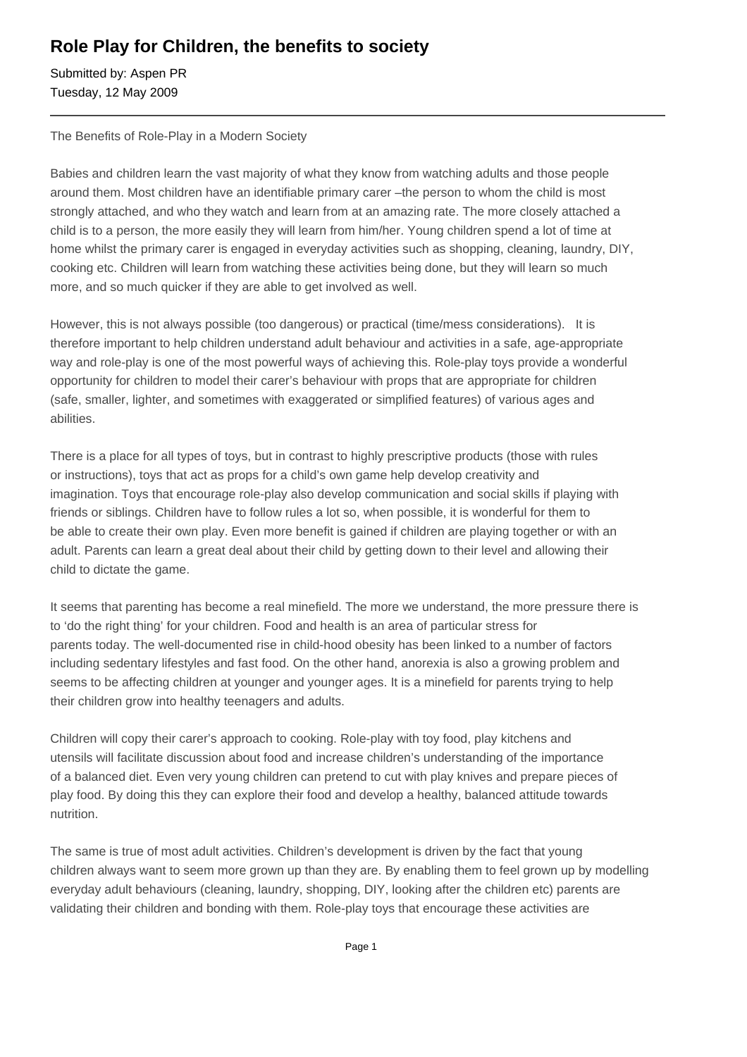# Role Play for Children, the benefits to society

Submitted by: Aspen PR
Tuesday, 12 May 2009

---

The Benefits of Role-Play in a Modern Society

Babies and children learn the vast majority of what they know from watching adults and those people around them. Most children have an identifiable primary carer –the person to whom the child is most strongly attached, and who they watch and learn from at an amazing rate. The more closely attached a child is to a person, the more easily they will learn from him/her. Young children spend a lot of time at home whilst the primary carer is engaged in everyday activities such as shopping, cleaning, laundry, DIY, cooking etc. Children will learn from watching these activities being done, but they will learn so much more, and so much quicker if they are able to get involved as well.

However, this is not always possible (too dangerous) or practical (time/mess considerations). It is therefore important to help children understand adult behaviour and activities in a safe, age-appropriate way and role-play is one of the most powerful ways of achieving this. Role-play toys provide a wonderful opportunity for children to model their carer's behaviour with props that are appropriate for children (safe, smaller, lighter, and sometimes with exaggerated or simplified features) of various ages and abilities.

There is a place for all types of toys, but in contrast to highly prescriptive products (those with rules or instructions), toys that act as props for a child's own game help develop creativity and imagination. Toys that encourage role-play also develop communication and social skills if playing with friends or siblings. Children have to follow rules a lot so, when possible, it is wonderful for them to be able to create their own play. Even more benefit is gained if children are playing together or with an adult. Parents can learn a great deal about their child by getting down to their level and allowing their child to dictate the game.

It seems that parenting has become a real minefield. The more we understand, the more pressure there is to 'do the right thing' for your children. Food and health is an area of particular stress for parents today. The well-documented rise in child-hood obesity has been linked to a number of factors including sedentary lifestyles and fast food. On the other hand, anorexia is also a growing problem and seems to be affecting children at younger and younger ages. It is a minefield for parents trying to help their children grow into healthy teenagers and adults.

Children will copy their carer's approach to cooking. Role-play with toy food, play kitchens and utensils will facilitate discussion about food and increase children's understanding of the importance of a balanced diet. Even very young children can pretend to cut with play knives and prepare pieces of play food. By doing this they can explore their food and develop a healthy, balanced attitude towards nutrition.

The same is true of most adult activities. Children's development is driven by the fact that young children always want to seem more grown up than they are. By enabling them to feel grown up by modelling everyday adult behaviours (cleaning, laundry, shopping, DIY, looking after the children etc) parents are validating their children and bonding with them. Role-play toys that encourage these activities are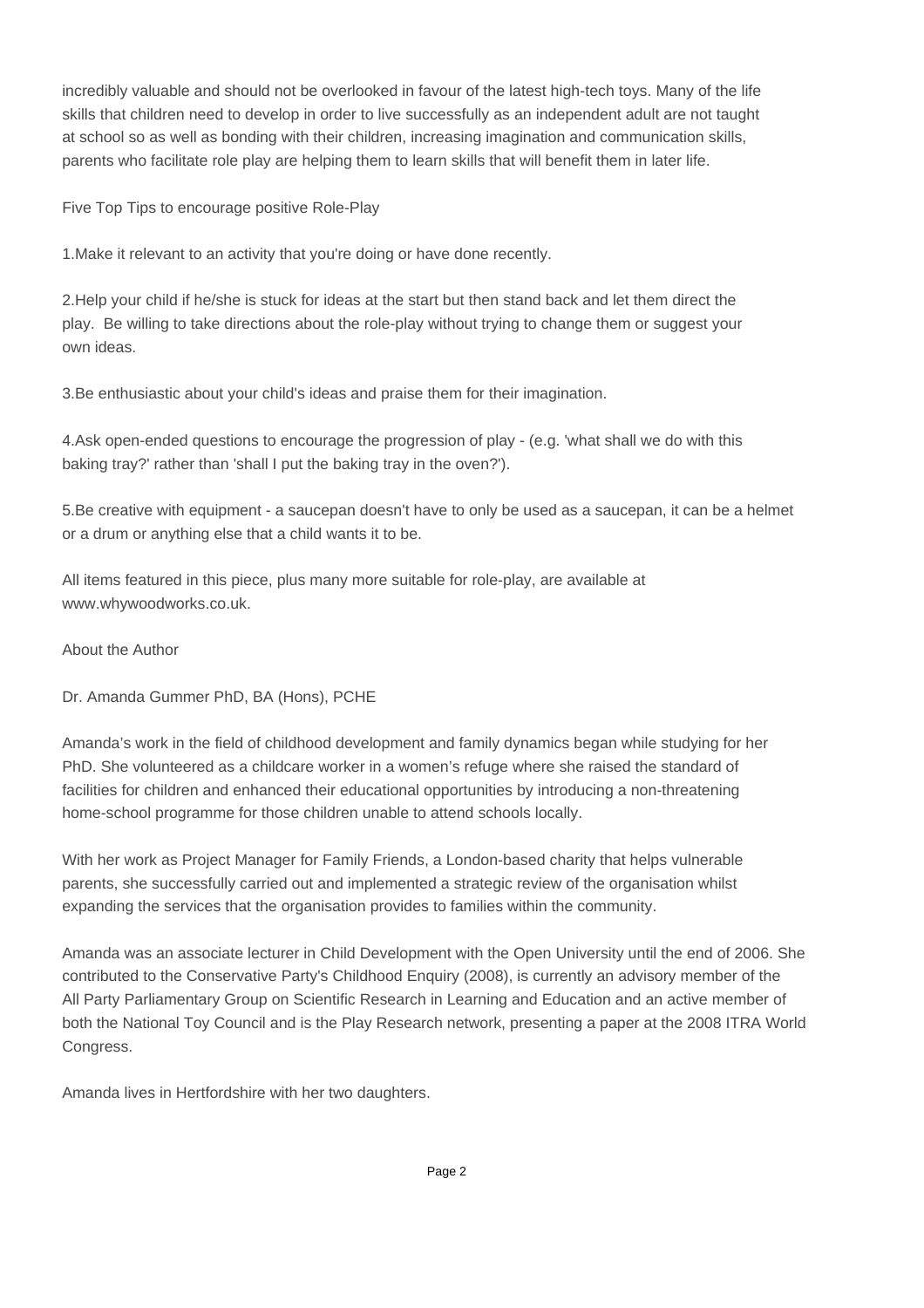incredibly valuable and should not be overlooked in favour of the latest high-tech toys. Many of the life skills that children need to develop in order to live successfully as an independent adult are not taught at school so as well as bonding with their children, increasing imagination and communication skills, parents who facilitate role play are helping them to learn skills that will benefit them in later life.

Five Top Tips to encourage positive Role-Play

1.Make it relevant to an activity that you're doing or have done recently.

2.Help your child if he/she is stuck for ideas at the start but then stand back and let them direct the play.  Be willing to take directions about the role-play without trying to change them or suggest your own ideas.

3.Be enthusiastic about your child's ideas and praise them for their imagination.

4.Ask open-ended questions to encourage the progression of play - (e.g. 'what shall we do with this baking tray?' rather than 'shall I put the baking tray in the oven?').

5.Be creative with equipment - a saucepan doesn't have to only be used as a saucepan, it can be a helmet or a drum or anything else that a child wants it to be.

All items featured in this piece, plus many more suitable for role-play, are available at www.whywoodworks.co.uk.

About the Author

Dr. Amanda Gummer PhD, BA (Hons), PCHE

Amanda's work in the field of childhood development and family dynamics began while studying for her PhD. She volunteered as a childcare worker in a women's refuge where she raised the standard of facilities for children and enhanced their educational opportunities by introducing a non-threatening home-school programme for those children unable to attend schools locally.

With her work as Project Manager for Family Friends, a London-based charity that helps vulnerable parents, she successfully carried out and implemented a strategic review of the organisation whilst expanding the services that the organisation provides to families within the community.

Amanda was an associate lecturer in Child Development with the Open University until the end of 2006. She contributed to the Conservative Party's Childhood Enquiry (2008), is currently an advisory member of the All Party Parliamentary Group on Scientific Research in Learning and Education and an active member of both the National Toy Council and is the Play Research network, presenting a paper at the 2008 ITRA World Congress.

Amanda lives in Hertfordshire with her two daughters.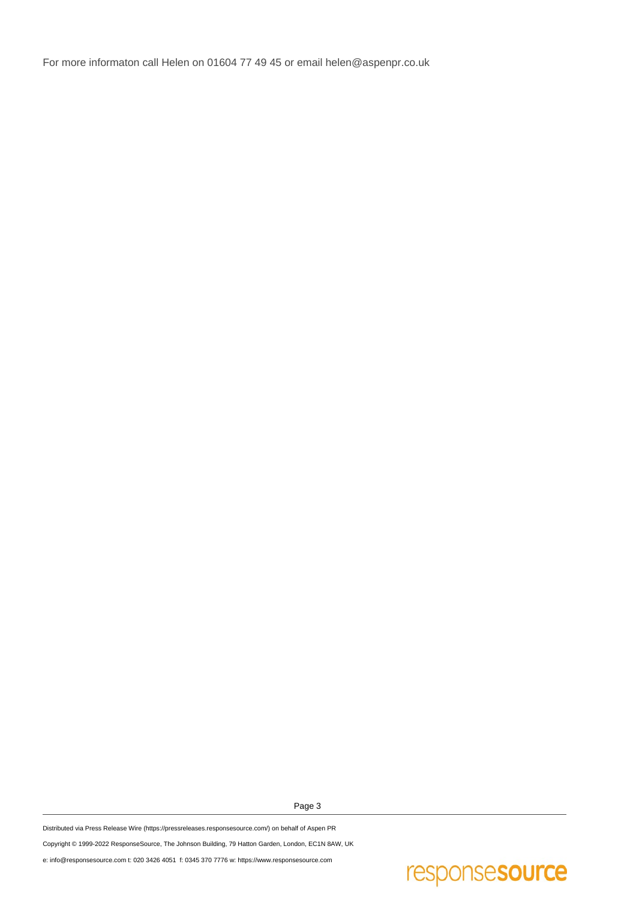For more informaton call Helen on 01604 77 49 45 or email helen@aspenpr.co.uk